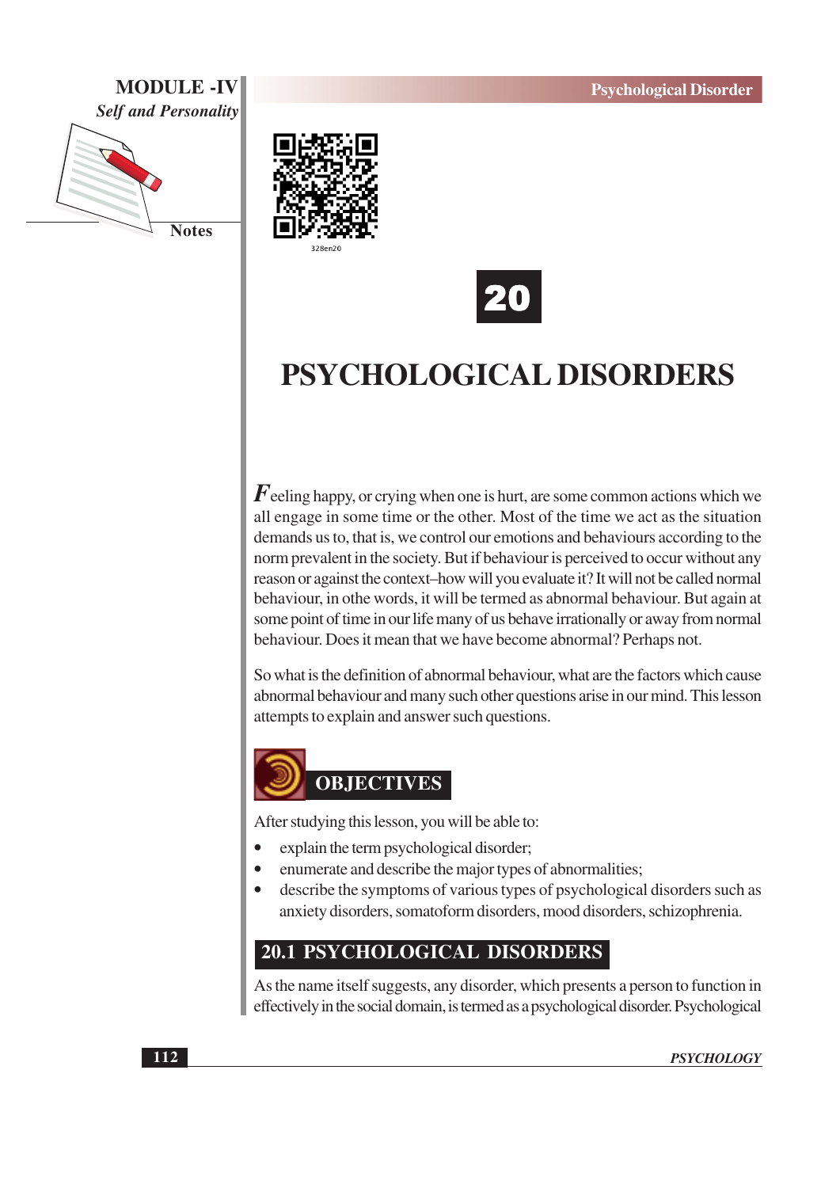# 20

# PSYCHOLOGICAL DISORDERS

Feeling happy, or crying when one is hurt, are some common actions which we all engage in some time or the other. Most of the time we act as the situation demands us to, that is, we control our emotions and behaviours according to the norm prevalent in the society. But if behaviour is perceived to occur without any reason or against the context–how will you evaluate it? It will not be called normal behaviour, in othe words, it will be termed as abnormal behaviour. But again at some point of time in our life many of us behave irrationally or away from normal behaviour. Does it mean that we have become abnormal? Perhaps not.

So what is the definition of abnormal behaviour, what are the factors which cause abnormal behaviour and many such other questions arise in our mind. This lesson attempts to explain and answer such questions.

## OBJECTIVES

After studying this lesson, you will be able to:

- explain the term psychological disorder;
- enumerate and describe the major types of abnormalities;
- describe the symptoms of various types of psychological disorders such as anxiety disorders, somatoform disorders, mood disorders, schizophrenia.

## 20.1 PSYCHOLOGICAL DISORDERS

As the name itself suggests, any disorder, which presents a person to function in effectively in the social domain, is termed as a psychological disorder. Psychological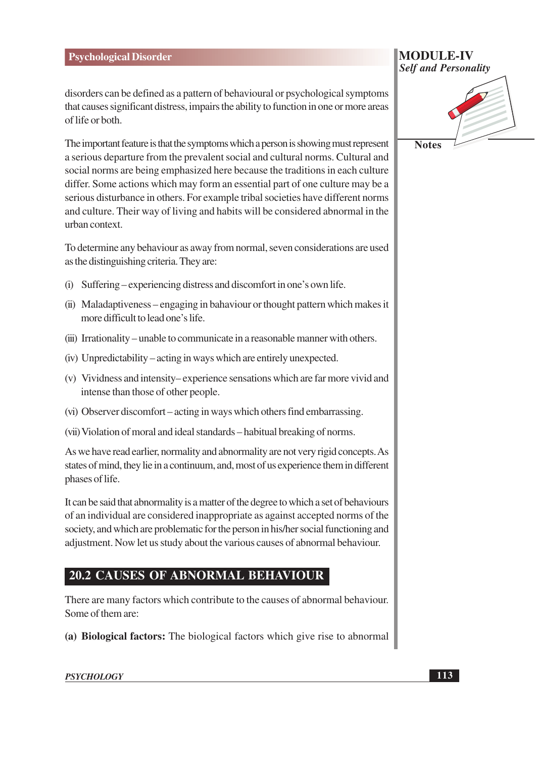disorders can be defined as a pattern of behavioural or psychological symptoms that causes significant distress, impairs the ability to function in one or more areas of life or both.

The important feature is that the symptoms which a person is showing must represent a serious departure from the prevalent social and cultural norms. Cultural and social norms are being emphasized here because the traditions in each culture differ. Some actions which may form an essential part of one culture may be a serious disturbance in others. For example tribal societies have different norms and culture. Their way of living and habits will be considered abnormal in the urban context.

To determine any behaviour as away from normal, seven considerations are used as the distinguishing criteria. They are:

(i) Suffering – experiencing distress and discomfort in one's own life.

(ii) Maladaptiveness – engaging in bahaviour or thought pattern which makes it more difficult to lead one's life.

(iii) Irrationality – unable to communicate in a reasonable manner with others.

(iv) Unpredictability – acting in ways which are entirely unexpected.

(v) Vividness and intensity– experience sensations which are far more vivid and intense than those of other people.

(vi) Observer discomfort – acting in ways which others find embarrassing.

(vii) Violation of moral and ideal standards – habitual breaking of norms.

As we have read earlier, normality and abnormality are not very rigid concepts. As states of mind, they lie in a continuum, and, most of us experience them in different phases of life.

It can be said that abnormality is a matter of the degree to which a set of behaviours of an individual are considered inappropriate as against accepted norms of the society, and which are problematic for the person in his/her social functioning and adjustment. Now let us study about the various causes of abnormal behaviour.

## 20.2 CAUSES OF ABNORMAL BEHAVIOUR

There are many factors which contribute to the causes of abnormal behaviour. Some of them are:

**(a) Biological factors:** The biological factors which give rise to abnormal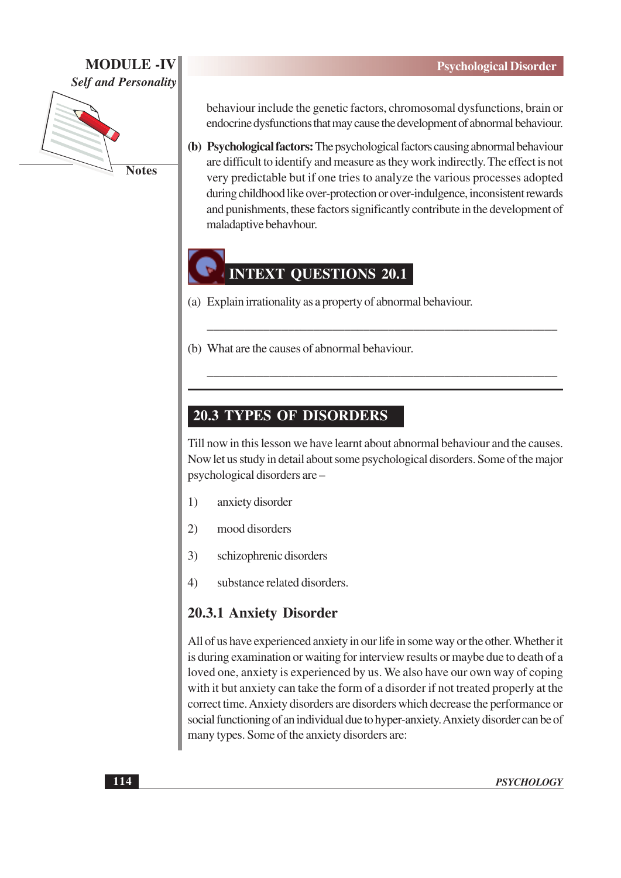behaviour include the genetic factors, chromosomal dysfunctions, brain or endocrine dysfunctions that may cause the development of abnormal behaviour.

**(b) Psychological factors:** The psychological factors causing abnormal behaviour are difficult to identify and measure as they work indirectly. The effect is not very predictable but if one tries to analyze the various processes adopted during childhood like over-protection or over-indulgence, inconsistent rewards and punishments, these factors significantly contribute in the development of maladaptive behavhour.

## INTEXT QUESTIONS 20.1

(a) Explain irrationality as a property of abnormal behaviour.

_______________________________________________

(b) What are the causes of abnormal behaviour.

_______________________________________________

## 20.3 TYPES OF DISORDERS

Till now in this lesson we have learnt about abnormal behaviour and the causes. Now let us study in detail about some psychological disorders. Some of the major psychological disorders are –

1) anxiety disorder
2) mood disorders
3) schizophrenic disorders
4) substance related disorders.

### 20.3.1 Anxiety Disorder

All of us have experienced anxiety in our life in some way or the other. Whether it is during examination or waiting for interview results or maybe due to death of a loved one, anxiety is experienced by us. We also have our own way of coping with it but anxiety can take the form of a disorder if not treated properly at the correct time. Anxiety disorders are disorders which decrease the performance or social functioning of an individual due to hyper-anxiety. Anxiety disorder can be of many types. Some of the anxiety disorders are: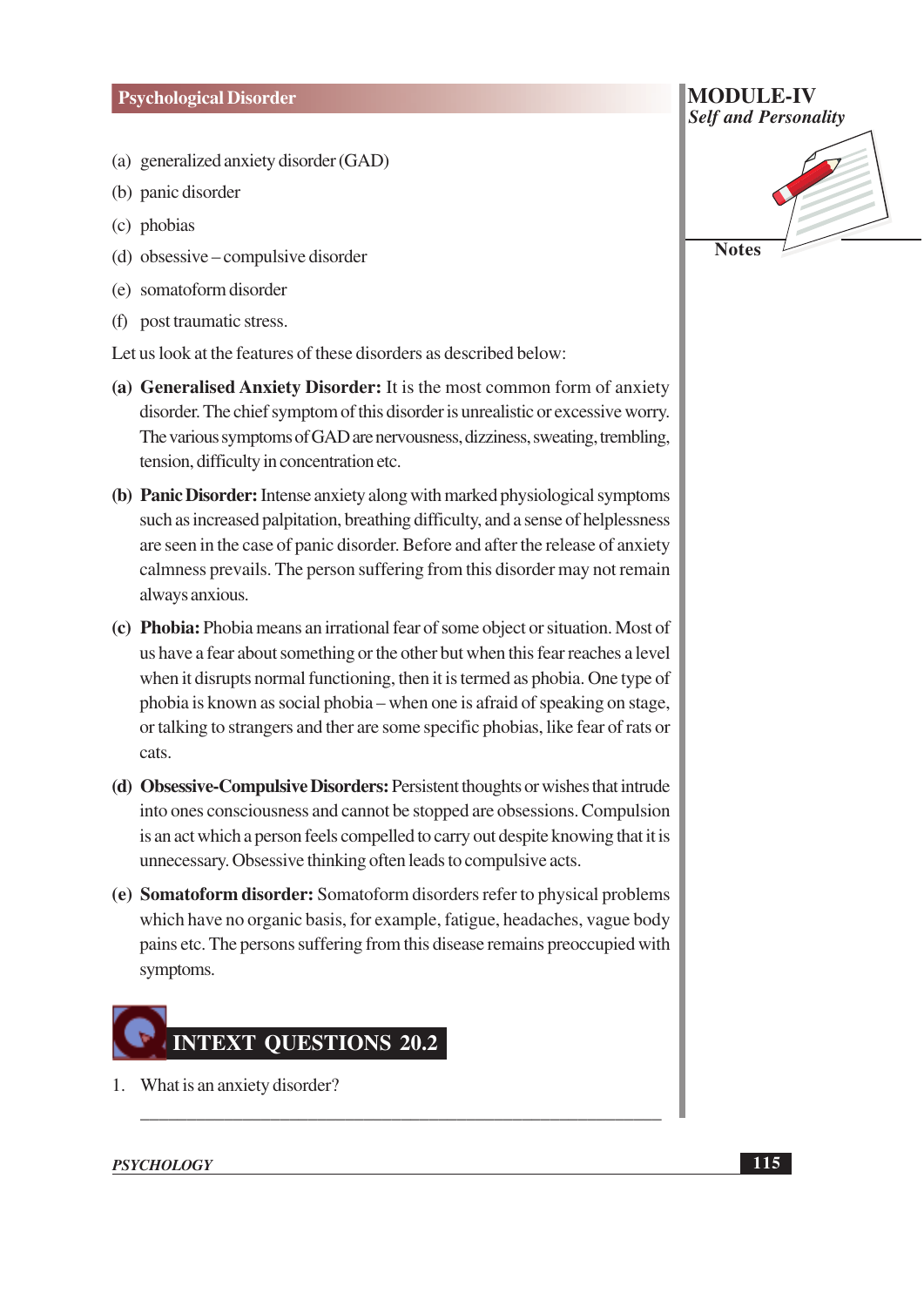(a) generalized anxiety disorder (GAD)

(b) panic disorder

(c) phobias

(d) obsessive – compulsive disorder

(e) somatoform disorder

(f) post traumatic stress.

Let us look at the features of these disorders as described below:

**(a) Generalised Anxiety Disorder:** It is the most common form of anxiety disorder. The chief symptom of this disorder is unrealistic or excessive worry. The various symptoms of GAD are nervousness, dizziness, sweating, trembling, tension, difficulty in concentration etc.

**(b) Panic Disorder:** Intense anxiety along with marked physiological symptoms such as increased palpitation, breathing difficulty, and a sense of helplessness are seen in the case of panic disorder. Before and after the release of anxiety calmness prevails. The person suffering from this disorder may not remain always anxious.

**(c) Phobia:** Phobia means an irrational fear of some object or situation. Most of us have a fear about something or the other but when this fear reaches a level when it disrupts normal functioning, then it is termed as phobia. One type of phobia is known as social phobia – when one is afraid of speaking on stage, or talking to strangers and ther are some specific phobias, like fear of rats or cats.

**(d) Obsessive-Compulsive Disorders:** Persistent thoughts or wishes that intrude into ones consciousness and cannot be stopped are obsessions. Compulsion is an act which a person feels compelled to carry out despite knowing that it is unnecessary. Obsessive thinking often leads to compulsive acts.

**(e) Somatoform disorder:** Somatoform disorders refer to physical problems which have no organic basis, for example, fatigue, headaches, vague body pains etc. The persons suffering from this disease remains preoccupied with symptoms.

## INTEXT QUESTIONS 20.2

1. What is an anxiety disorder?

_______________________________________________________________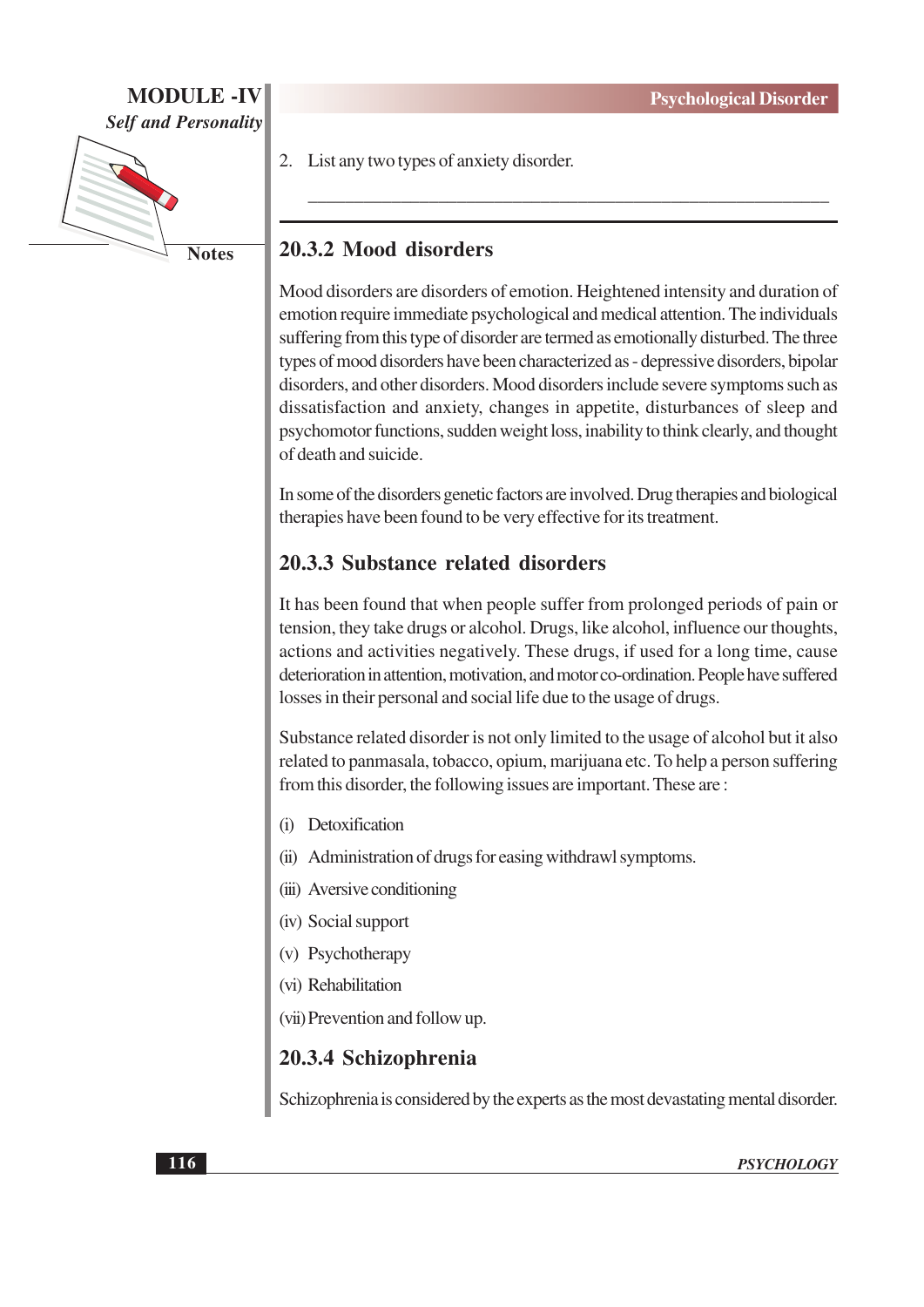2. List any two types of anxiety disorder.

_______________________________________________

## 20.3.2 Mood disorders

Mood disorders are disorders of emotion. Heightened intensity and duration of emotion require immediate psychological and medical attention. The individuals suffering from this type of disorder are termed as emotionally disturbed. The three types of mood disorders have been characterized as - depressive disorders, bipolar disorders, and other disorders. Mood disorders include severe symptoms such as dissatisfaction and anxiety, changes in appetite, disturbances of sleep and psychomotor functions, sudden weight loss, inability to think clearly, and thought of death and suicide.

In some of the disorders genetic factors are involved. Drug therapies and biological therapies have been found to be very effective for its treatment.

## 20.3.3 Substance related disorders

It has been found that when people suffer from prolonged periods of pain or tension, they take drugs or alcohol. Drugs, like alcohol, influence our thoughts, actions and activities negatively. These drugs, if used for a long time, cause deterioration in attention, motivation, and motor co-ordination. People have suffered losses in their personal and social life due to the usage of drugs.

Substance related disorder is not only limited to the usage of alcohol but it also related to panmasala, tobacco, opium, marijuana etc. To help a person suffering from this disorder, the following issues are important. These are :

(i) Detoxification

(ii) Administration of drugs for easing withdrawl symptoms.

(iii) Aversive conditioning

(iv) Social support

(v) Psychotherapy

(vi) Rehabilitation

(vii) Prevention and follow up.

## 20.3.4 Schizophrenia

Schizophrenia is considered by the experts as the most devastating mental disorder.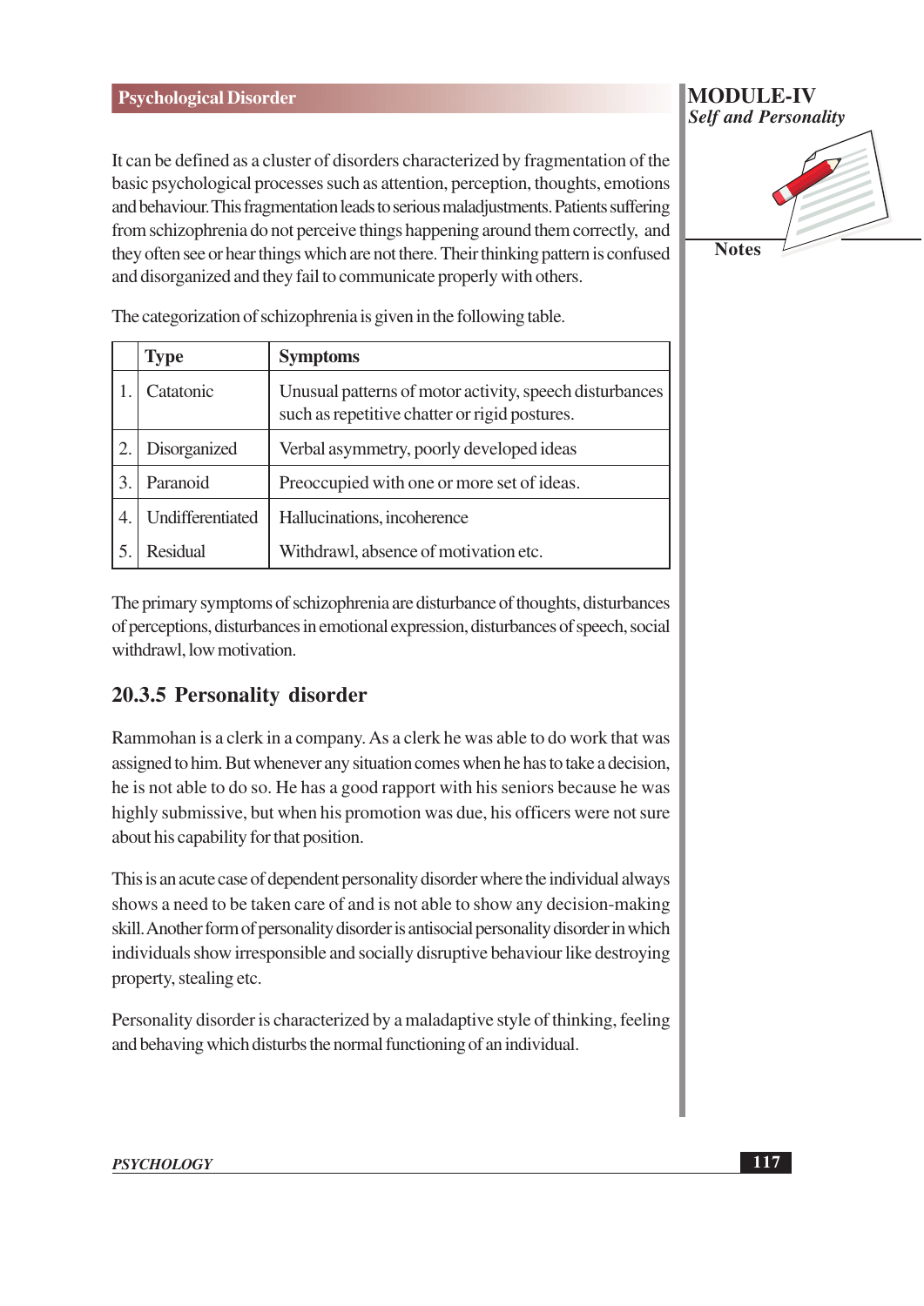It can be defined as a cluster of disorders characterized by fragmentation of the basic psychological processes such as attention, perception, thoughts, emotions and behaviour. This fragmentation leads to serious maladjustments. Patients suffering from schizophrenia do not perceive things happening around them correctly, and they often see or hear things which are not there. Their thinking pattern is confused and disorganized and they fail to communicate properly with others.

The categorization of schizophrenia is given in the following table.

| | Type | Symptoms |
|---|---|---|
| 1. | Catatonic | Unusual patterns of motor activity, speech disturbances such as repetitive chatter or rigid postures. |
| 2. | Disorganized | Verbal asymmetry, poorly developed ideas |
| 3. | Paranoid | Preoccupied with one or more set of ideas. |
| 4. | Undifferentiated | Hallucinations, incoherence |
| 5. | Residual | Withdrawl, absence of motivation etc. |

The primary symptoms of schizophrenia are disturbance of thoughts, disturbances of perceptions, disturbances in emotional expression, disturbances of speech, social withdrawl, low motivation.

### 20.3.5 Personality disorder

Rammohan is a clerk in a company. As a clerk he was able to do work that was assigned to him. But whenever any situation comes when he has to take a decision, he is not able to do so. He has a good rapport with his seniors because he was highly submissive, but when his promotion was due, his officers were not sure about his capability for that position.

This is an acute case of dependent personality disorder where the individual always shows a need to be taken care of and is not able to show any decision-making skill. Another form of personality disorder is antisocial personality disorder in which individuals show irresponsible and socially disruptive behaviour like destroying property, stealing etc.

Personality disorder is characterized by a maladaptive style of thinking, feeling and behaving which disturbs the normal functioning of an individual.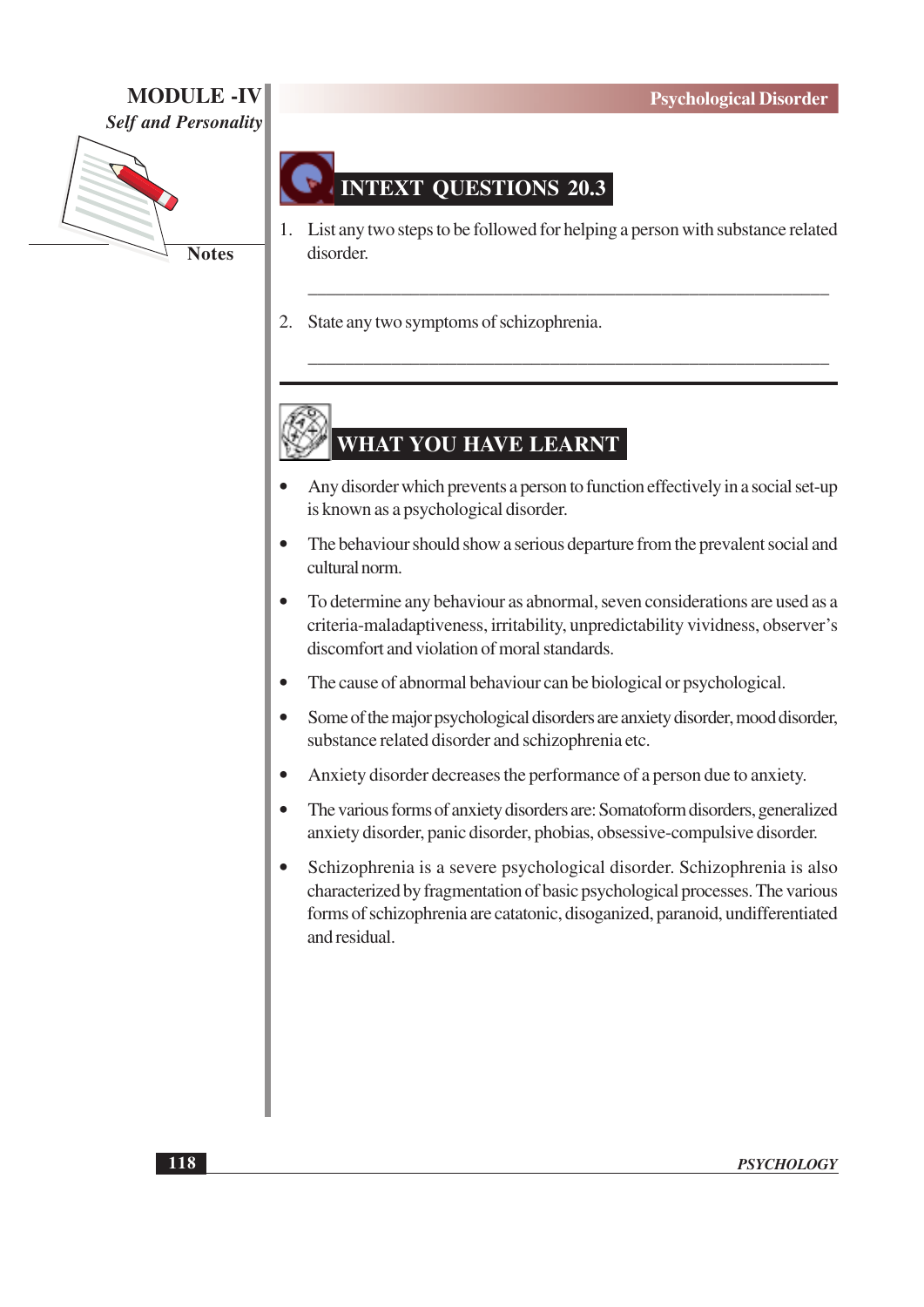## INTEXT QUESTIONS 20.3

1. List any two steps to be followed for helping a person with substance related disorder.

   \_\_\_\_\_\_\_\_\_\_\_\_\_\_\_\_\_\_\_\_\_\_\_\_\_\_\_\_\_\_\_\_\_\_\_\_\_\_\_\_\_\_\_\_\_\_\_\_\_\_\_\_\_\_\_\_\_\_

2. State any two symptoms of schizophrenia.

   \_\_\_\_\_\_\_\_\_\_\_\_\_\_\_\_\_\_\_\_\_\_\_\_\_\_\_\_\_\_\_\_\_\_\_\_\_\_\_\_\_\_\_\_\_\_\_\_\_\_\_\_\_\_\_\_\_\_

## WHAT YOU HAVE LEARNT

- Any disorder which prevents a person to function effectively in a social set-up is known as a psychological disorder.
- The behaviour should show a serious departure from the prevalent social and cultural norm.
- To determine any behaviour as abnormal, seven considerations are used as a criteria-maladaptiveness, irritability, unpredictability vividness, observer's discomfort and violation of moral standards.
- The cause of abnormal behaviour can be biological or psychological.
- Some of the major psychological disorders are anxiety disorder, mood disorder, substance related disorder and schizophrenia etc.
- Anxiety disorder decreases the performance of a person due to anxiety.
- The various forms of anxiety disorders are: Somatoform disorders, generalized anxiety disorder, panic disorder, phobias, obsessive-compulsive disorder.
- Schizophrenia is a severe psychological disorder. Schizophrenia is also characterized by fragmentation of basic psychological processes. The various forms of schizophrenia are catatonic, disoganized, paranoid, undifferentiated and residual.